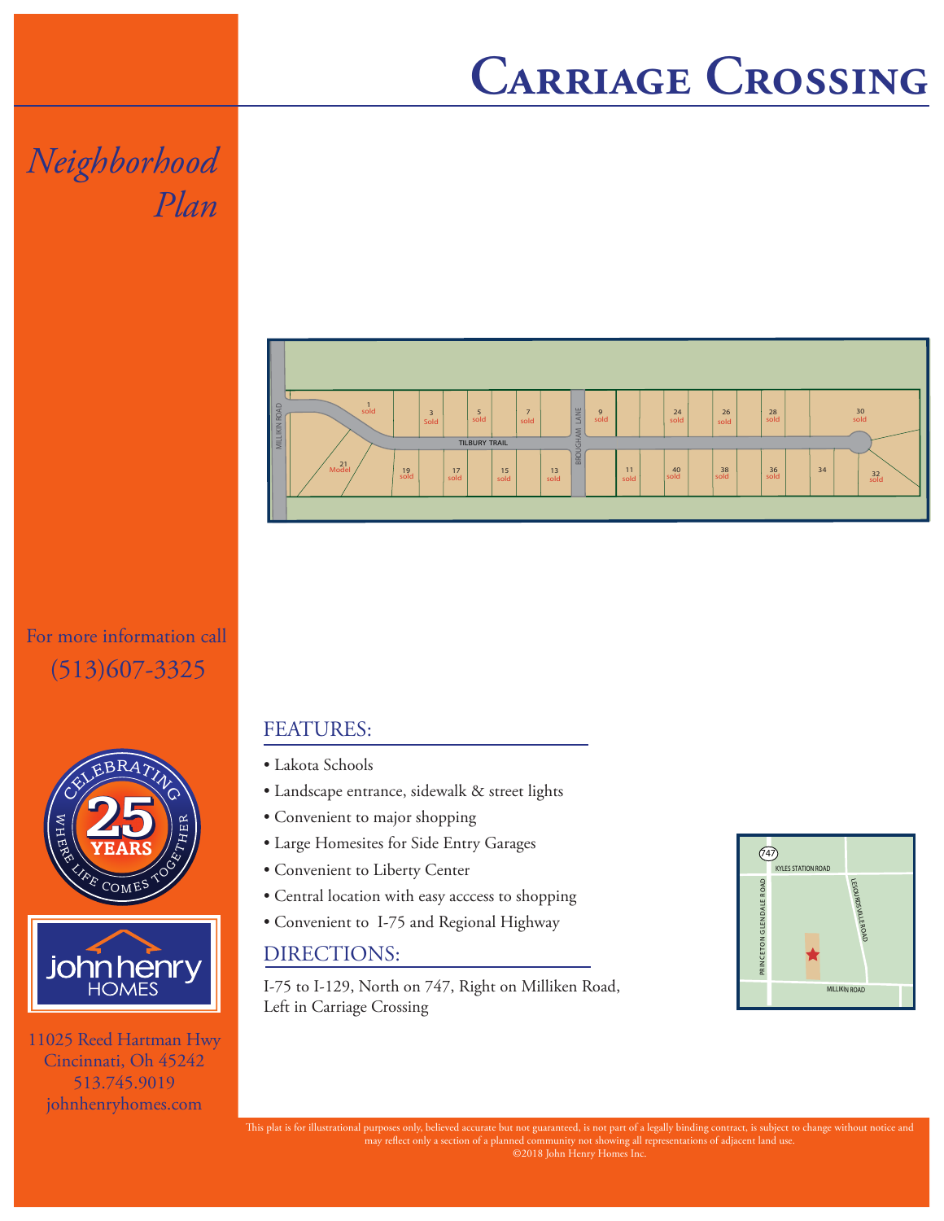# Carriage Crossing

## *Neighborhood Plan*

MILLIKIN ROAD

TILBURY TRAIL

BROUGHAM LANE

1 sold, 3 Sold, 5 sold, 7 sold, 9 sold, 24 sold, 26 sold, 28 sold, 30 sold

21 Model, 19 sold, 17 sold, 15 sold, 13 sold, 11 sold, 40 sold, 38 sold, 36 sold, 34, 32 sold

For more information call
(513)607-3325

## FEATURES:

- Lakota Schools
- Landscape entrance, sidewalk & street lights
- Convenient to major shopping
- Large Homesites for Side Entry Garages
- Convenient to Liberty Center
- Central location with easy acccess to shopping
- Convenient to I-75 and Regional Highway

## DIRECTIONS:

I-75 to I-129, North on 747, Right on Milliken Road, Left in Carriage Crossing

747
KYLES STATION ROAD
PRINCETON GLENDALE ROAD
LESOURDSVILLE ROAD
MILLIKIN ROAD

CELEBRATING 25 YEARS WHERE LIFE COMES TOGETHER

john henry HOMES

11025 Reed Hartman Hwy
Cincinnati, Oh 45242
513.745.9019
johnhenryhomes.com

This plat is for illustrational purposes only, believed accurate but not guaranteed, is not part of a legally binding contract, is subject to change without notice and may reflect only a section of a planned community not showing all representations of adjacent land use.
©2018 John Henry Homes Inc.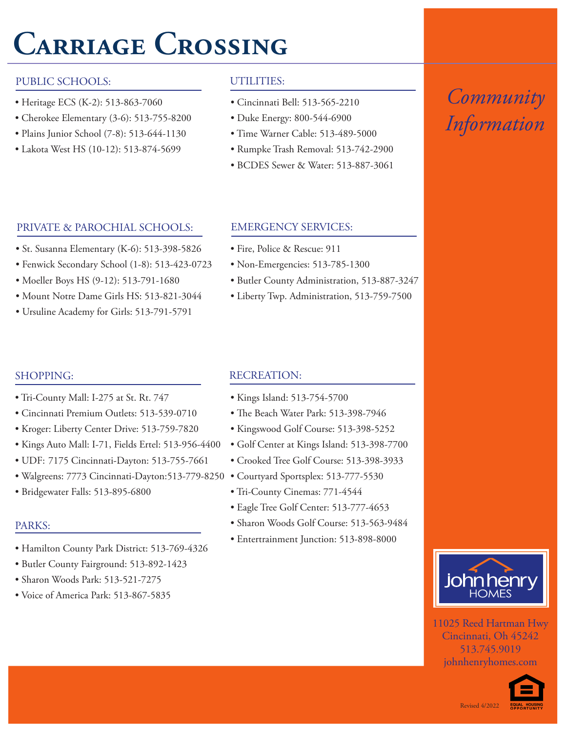# Carriage Crossing

*Community Information*

## PUBLIC SCHOOLS:

- Heritage ECS (K-2): 513-863-7060
- Cherokee Elementary (3-6): 513-755-8200
- Plains Junior School (7-8): 513-644-1130
- Lakota West HS (10-12): 513-874-5699

## UTILITIES:

- Cincinnati Bell: 513-565-2210
- Duke Energy: 800-544-6900
- Time Warner Cable: 513-489-5000
- Rumpke Trash Removal: 513-742-2900
- BCDES Sewer & Water: 513-887-3061

## PRIVATE & PAROCHIAL SCHOOLS:

- St. Susanna Elementary (K-6): 513-398-5826
- Fenwick Secondary School (1-8): 513-423-0723
- Moeller Boys HS (9-12): 513-791-1680
- Mount Notre Dame Girls HS: 513-821-3044
- Ursuline Academy for Girls: 513-791-5791

## EMERGENCY SERVICES:

- Fire, Police & Rescue: 911
- Non-Emergencies: 513-785-1300
- Butler County Administration, 513-887-3247
- Liberty Twp. Administration, 513-759-7500

## SHOPPING:

- Tri-County Mall: I-275 at St. Rt. 747
- Cincinnati Premium Outlets: 513-539-0710
- Kroger: Liberty Center Drive: 513-759-7820
- Kings Auto Mall: I-71, Fields Ertel: 513-956-4400
- UDF: 7175 Cincinnati-Dayton: 513-755-7661
- Walgreens: 7773 Cincinnati-Dayton:513-779-8250
- Bridgewater Falls: 513-895-6800

## PARKS:

- Hamilton County Park District: 513-769-4326
- Butler County Fairground: 513-892-1423
- Sharon Woods Park: 513-521-7275
- Voice of America Park: 513-867-5835

## RECREATION:

- Kings Island: 513-754-5700
- The Beach Water Park: 513-398-7946
- Kingswood Golf Course: 513-398-5252
- Golf Center at Kings Island: 513-398-7700
- Crooked Tree Golf Course: 513-398-3933
- Courtyard Sportsplex: 513-777-5530
- Tri-County Cinemas: 771-4544
- Eagle Tree Golf Center: 513-777-4653
- Sharon Woods Golf Course: 513-563-9484
- Entertrainment Junction: 513-898-8000

john henry HOMES

11025 Reed Hartman Hwy
Cincinnati, Oh 45242
513.745.9019
johnhenryhomes.com

Revised 4/2022

EQUAL HOUSING OPPORTUNITY